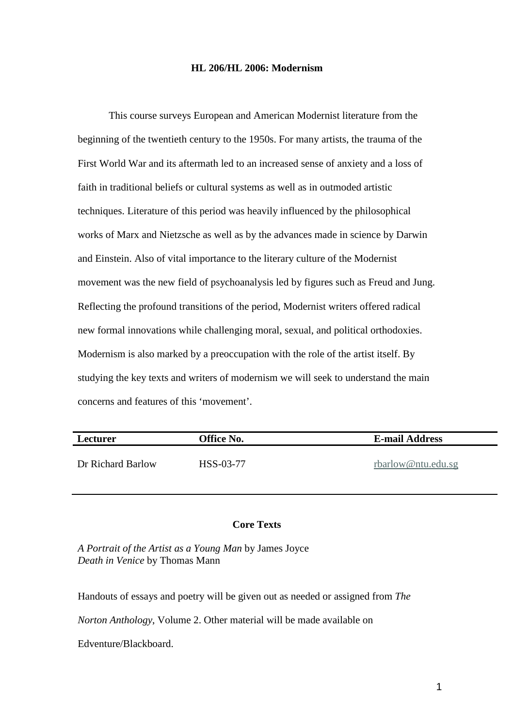# HL 206/HL 2006: Modernism

This course surveys European and American Modernist literature from the beginning of the twentieth century to the 1950s. For many artists, the trauma of the First World War and its aftermath led to an increased sense of anxiety and a loss of faith in traditional beliefs or cultural systems as well as in outmoded artistic techniques. Literature of this period was heavily influenced by the philosophical works of Marx and Nietzsche as well as by the advances made in science by Darwin and Einstein. Also of vital importance to the literary culture of the Modernist movement was the new field of psychoanalysis led by figures such as Freud and Jung. Reflecting the profound transitions of the period, Modernist writers offered radical new formal innovations while challenging moral, sexual, and political orthodoxies. Modernism is also marked by a preoccupation with the role of the artist itself. By studying the key texts and writers of modernism we will seek to understand the main concerns and features of this 'movement'.

| Lecturer | Office No. | E-mail Address |
|---|---|---|
| Dr Richard Barlow | HSS-03-77 | rbarlow@ntu.edu.sg |

## Core Texts

*A Portrait of the Artist as a Young Man* by James Joyce
*Death in Venice* by Thomas Mann

Handouts of essays and poetry will be given out as needed or assigned from *The Norton Anthology*, Volume 2. Other material will be made available on Edventure/Blackboard.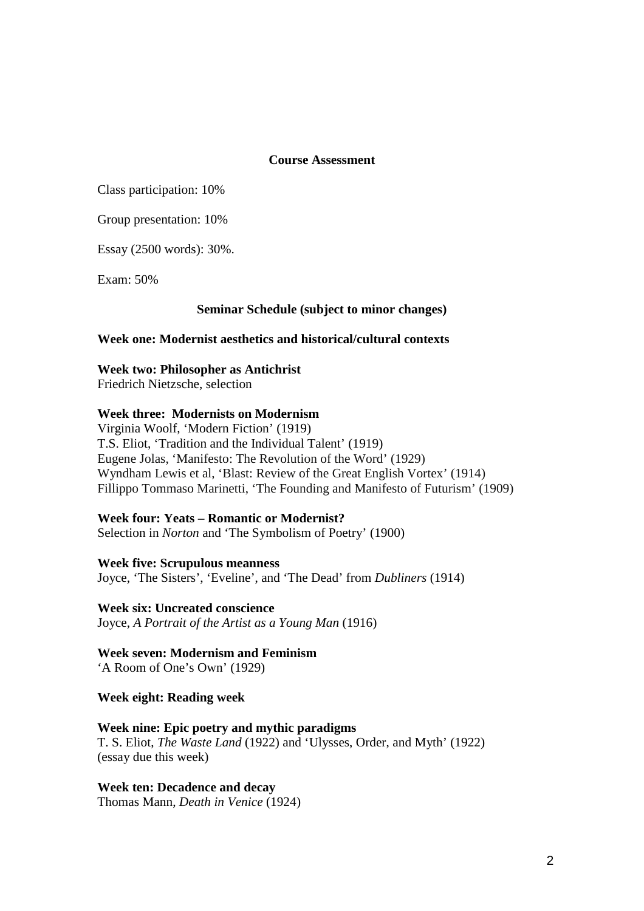## Course Assessment

Class participation: 10%

Group presentation: 10%

Essay (2500 words): 30%.

Exam: 50%

## Seminar Schedule (subject to minor changes)

**Week one: Modernist aesthetics and historical/cultural contexts**

**Week two: Philosopher as Antichrist**
Friedrich Nietzsche, selection

**Week three: Modernists on Modernism**
Virginia Woolf, 'Modern Fiction' (1919)
T.S. Eliot, 'Tradition and the Individual Talent' (1919)
Eugene Jolas, 'Manifesto: The Revolution of the Word' (1929)
Wyndham Lewis et al, 'Blast: Review of the Great English Vortex' (1914)
Fillippo Tommaso Marinetti, 'The Founding and Manifesto of Futurism' (1909)

**Week four: Yeats – Romantic or Modernist?**
Selection in *Norton* and 'The Symbolism of Poetry' (1900)

**Week five: Scrupulous meanness**
Joyce, 'The Sisters', 'Eveline', and 'The Dead' from *Dubliners* (1914)

**Week six: Uncreated conscience**
Joyce, *A Portrait of the Artist as a Young Man* (1916)

**Week seven: Modernism and Feminism**
'A Room of One's Own' (1929)

**Week eight: Reading week**

**Week nine: Epic poetry and mythic paradigms**
T. S. Eliot, *The Waste Land* (1922) and 'Ulysses, Order, and Myth' (1922)
(essay due this week)

**Week ten: Decadence and decay**
Thomas Mann, *Death in Venice* (1924)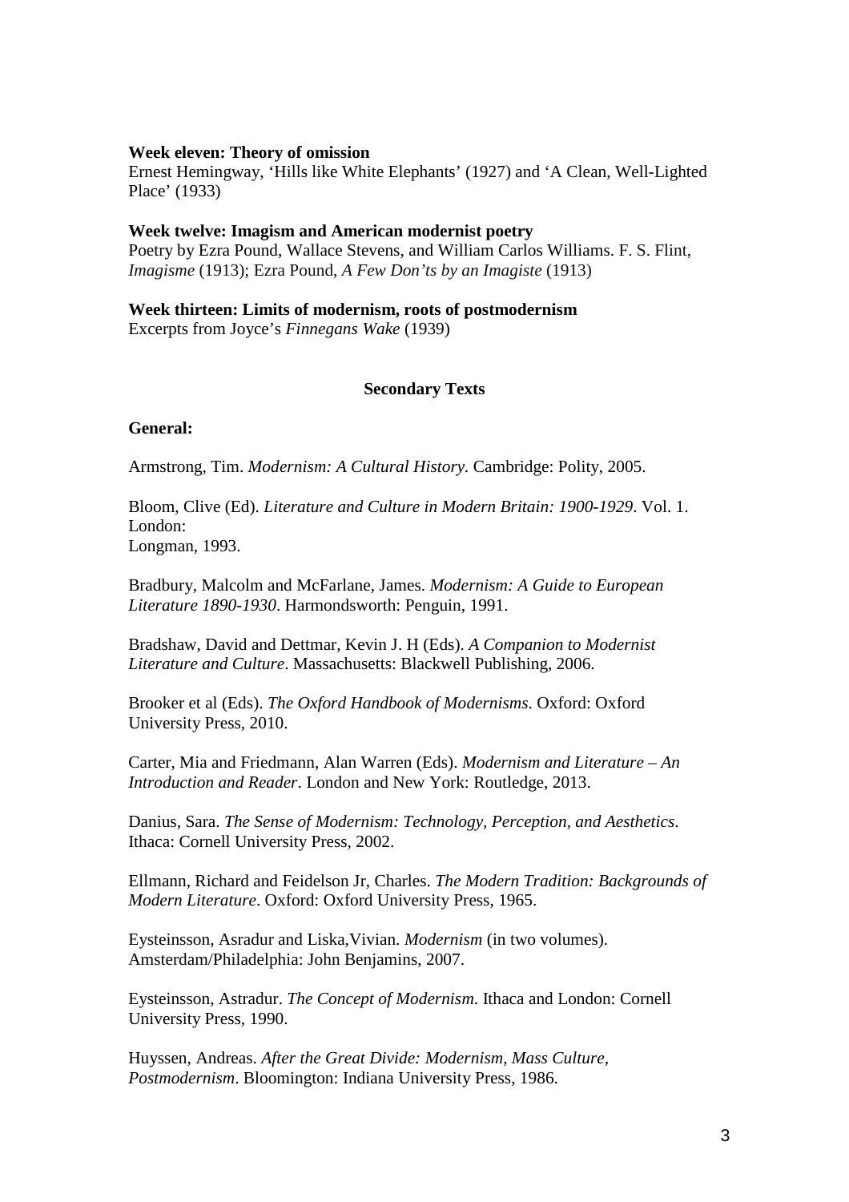**Week eleven: Theory of omission**
Ernest Hemingway, 'Hills like White Elephants' (1927) and 'A Clean, Well-Lighted Place' (1933)

**Week twelve: Imagism and American modernist poetry**
Poetry by Ezra Pound, Wallace Stevens, and William Carlos Williams. F. S. Flint, *Imagisme* (1913); Ezra Pound, *A Few Don'ts by an Imagiste* (1913)

**Week thirteen: Limits of modernism, roots of postmodernism**
Excerpts from Joyce's *Finnegans Wake* (1939)

## Secondary Texts

**General:**

Armstrong, Tim. *Modernism: A Cultural History.* Cambridge: Polity, 2005.

Bloom, Clive (Ed). *Literature and Culture in Modern Britain: 1900-1929*. Vol. 1. London:
Longman, 1993.

Bradbury, Malcolm and McFarlane, James. *Modernism: A Guide to European Literature 1890-1930*. Harmondsworth: Penguin, 1991.

Bradshaw, David and Dettmar, Kevin J. H (Eds). *A Companion to Modernist Literature and Culture*. Massachusetts: Blackwell Publishing, 2006.

Brooker et al (Eds). *The Oxford Handbook of Modernisms*. Oxford: Oxford University Press, 2010.

Carter, Mia and Friedmann, Alan Warren (Eds). *Modernism and Literature – An Introduction and Reader*. London and New York: Routledge, 2013.

Danius, Sara. *The Sense of Modernism: Technology, Perception, and Aesthetics*. Ithaca: Cornell University Press, 2002.

Ellmann, Richard and Feidelson Jr, Charles. *The Modern Tradition: Backgrounds of Modern Literature*. Oxford: Oxford University Press, 1965.

Eysteinsson, Asradur and Liska,Vivian. *Modernism* (in two volumes). Amsterdam/Philadelphia: John Benjamins, 2007.

Eysteinsson, Astradur. *The Concept of Modernism*. Ithaca and London: Cornell University Press, 1990.

Huyssen, Andreas. *After the Great Divide: Modernism, Mass Culture, Postmodernism*. Bloomington: Indiana University Press, 1986.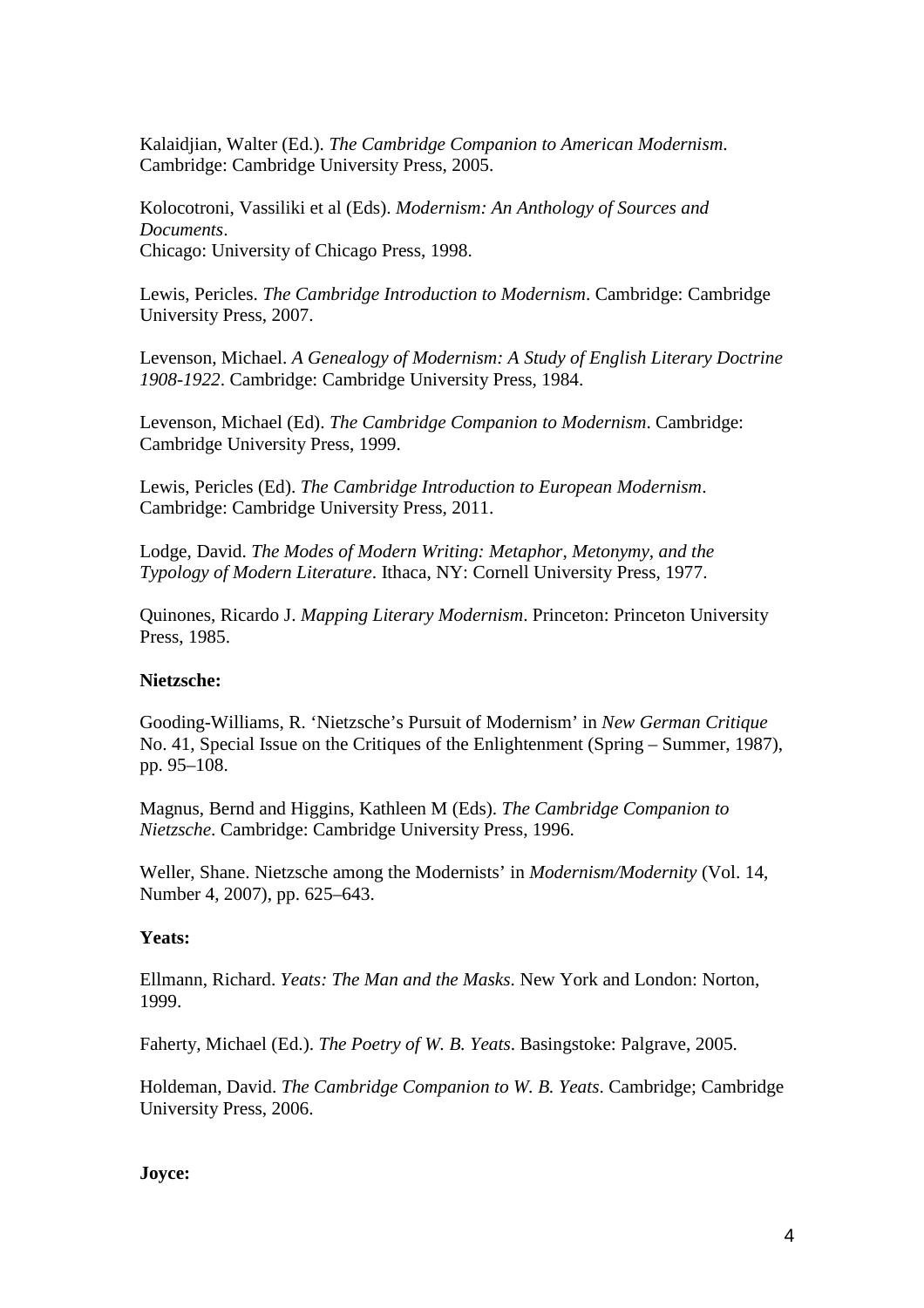Kalaidjian, Walter (Ed.). *The Cambridge Companion to American Modernism*. Cambridge: Cambridge University Press, 2005.

Kolocotroni, Vassiliki et al (Eds). *Modernism: An Anthology of Sources and Documents*.
Chicago: University of Chicago Press, 1998.

Lewis, Pericles. *The Cambridge Introduction to Modernism*. Cambridge: Cambridge University Press, 2007.

Levenson, Michael. *A Genealogy of Modernism: A Study of English Literary Doctrine 1908-1922*. Cambridge: Cambridge University Press, 1984.

Levenson, Michael (Ed). *The Cambridge Companion to Modernism*. Cambridge: Cambridge University Press, 1999.

Lewis, Pericles (Ed). *The Cambridge Introduction to European Modernism*. Cambridge: Cambridge University Press, 2011.

Lodge, David. *The Modes of Modern Writing: Metaphor, Metonymy, and the Typology of Modern Literature*. Ithaca, NY: Cornell University Press, 1977.

Quinones, Ricardo J. *Mapping Literary Modernism*. Princeton: Princeton University Press, 1985.

**Nietzsche:**

Gooding-Williams, R. 'Nietzsche's Pursuit of Modernism' in *New German Critique* No. 41, Special Issue on the Critiques of the Enlightenment (Spring – Summer, 1987), pp. 95–108.

Magnus, Bernd and Higgins, Kathleen M (Eds). *The Cambridge Companion to Nietzsche*. Cambridge: Cambridge University Press, 1996.

Weller, Shane. Nietzsche among the Modernists' in *Modernism/Modernity* (Vol. 14, Number 4, 2007), pp. 625–643.

**Yeats:**

Ellmann, Richard. *Yeats: The Man and the Masks*. New York and London: Norton, 1999.

Faherty, Michael (Ed.). *The Poetry of W. B. Yeats*. Basingstoke: Palgrave, 2005.

Holdeman, David. *The Cambridge Companion to W. B. Yeats*. Cambridge; Cambridge University Press, 2006.

**Joyce:**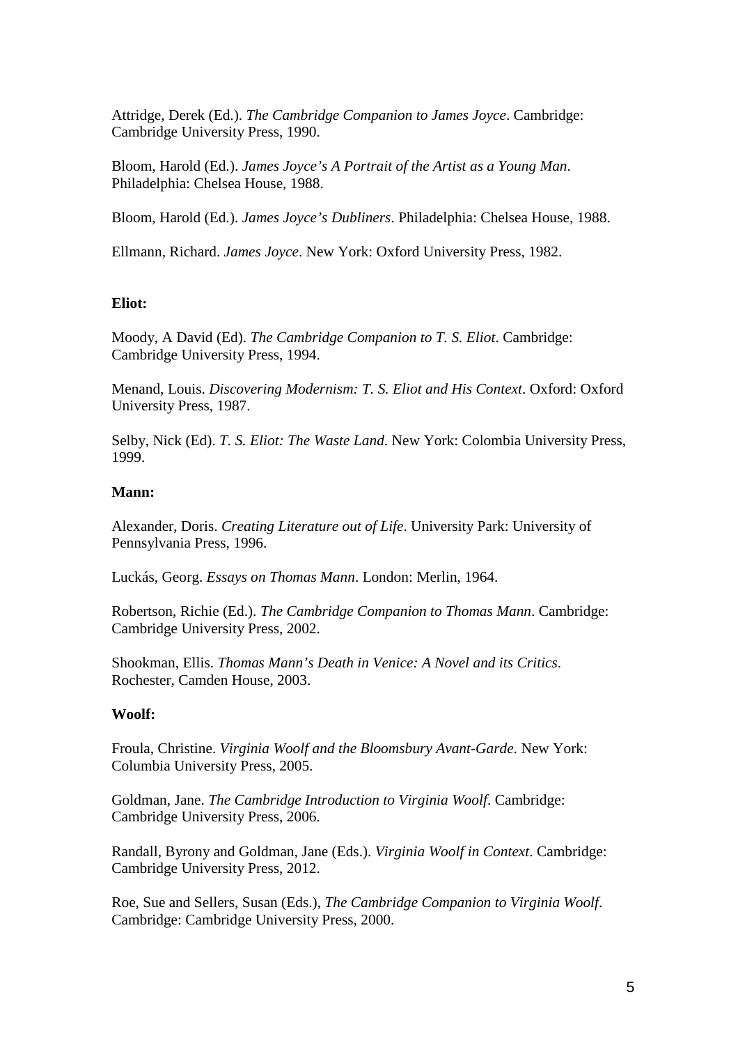Attridge, Derek (Ed.). *The Cambridge Companion to James Joyce*. Cambridge: Cambridge University Press, 1990.

Bloom, Harold (Ed.). *James Joyce's A Portrait of the Artist as a Young Man*. Philadelphia: Chelsea House, 1988.

Bloom, Harold (Ed.). *James Joyce's Dubliners*. Philadelphia: Chelsea House, 1988.

Ellmann, Richard. *James Joyce*. New York: Oxford University Press, 1982.

**Eliot:**

Moody, A David (Ed). *The Cambridge Companion to T. S. Eliot*. Cambridge: Cambridge University Press, 1994.

Menand, Louis. *Discovering Modernism: T. S. Eliot and His Context*. Oxford: Oxford University Press, 1987.

Selby, Nick (Ed). *T. S. Eliot: The Waste Land*. New York: Colombia University Press, 1999.

**Mann:**

Alexander, Doris. *Creating Literature out of Life*. University Park: University of Pennsylvania Press, 1996.

Luckás, Georg. *Essays on Thomas Mann*. London: Merlin, 1964.

Robertson, Richie (Ed.). *The Cambridge Companion to Thomas Mann*. Cambridge: Cambridge University Press, 2002.

Shookman, Ellis. *Thomas Mann's Death in Venice: A Novel and its Critics*. Rochester, Camden House, 2003.

**Woolf:**

Froula, Christine. *Virginia Woolf and the Bloomsbury Avant-Garde*. New York: Columbia University Press, 2005.

Goldman, Jane. *The Cambridge Introduction to Virginia Woolf*. Cambridge: Cambridge University Press, 2006.

Randall, Byrony and Goldman, Jane (Eds.). *Virginia Woolf in Context*. Cambridge: Cambridge University Press, 2012.

Roe, Sue and Sellers, Susan (Eds.), *The Cambridge Companion to Virginia Woolf*. Cambridge: Cambridge University Press, 2000.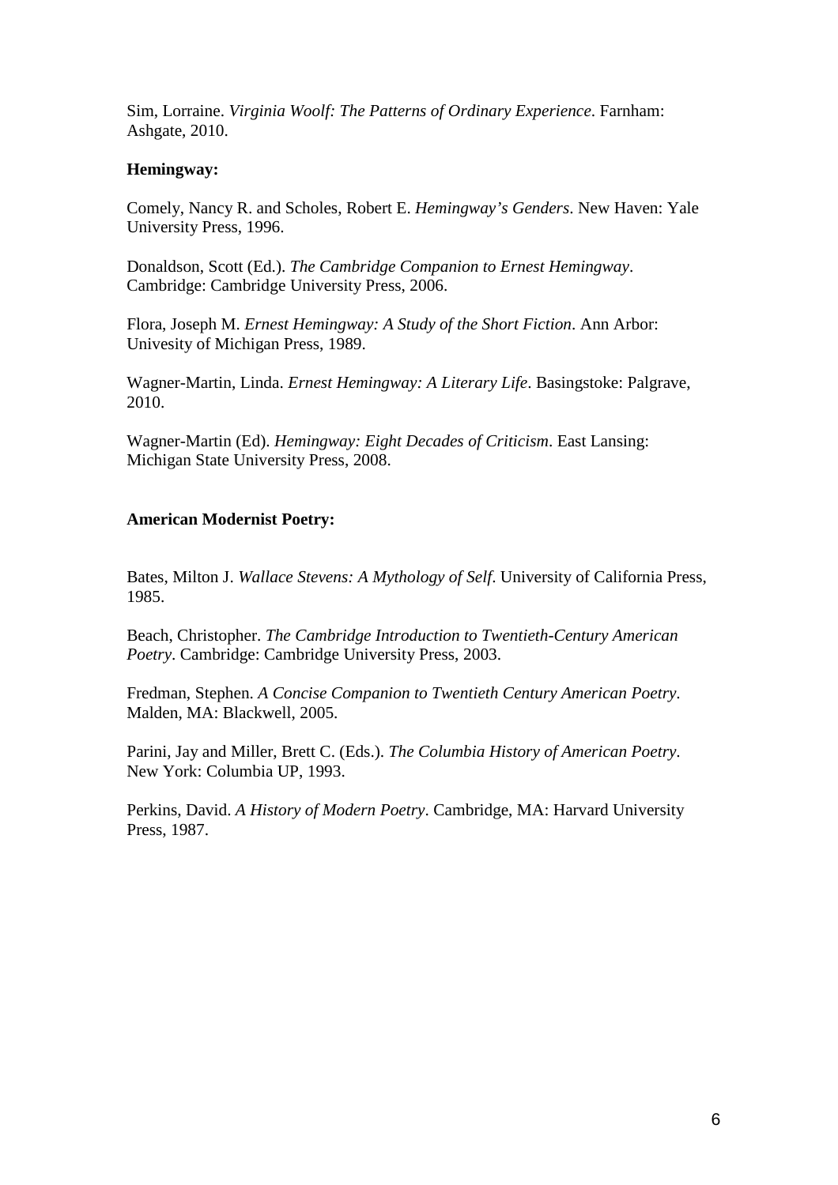Sim, Lorraine. *Virginia Woolf: The Patterns of Ordinary Experience*. Farnham: Ashgate, 2010.

**Hemingway:**

Comely, Nancy R. and Scholes, Robert E. *Hemingway's Genders*. New Haven: Yale University Press, 1996.

Donaldson, Scott (Ed.). *The Cambridge Companion to Ernest Hemingway*. Cambridge: Cambridge University Press, 2006.

Flora, Joseph M. *Ernest Hemingway: A Study of the Short Fiction*. Ann Arbor: Univesity of Michigan Press, 1989.

Wagner-Martin, Linda. *Ernest Hemingway: A Literary Life*. Basingstoke: Palgrave, 2010.

Wagner-Martin (Ed). *Hemingway: Eight Decades of Criticism*. East Lansing: Michigan State University Press, 2008.

**American Modernist Poetry:**

Bates, Milton J. *Wallace Stevens: A Mythology of Self*. University of California Press, 1985.

Beach, Christopher. *The Cambridge Introduction to Twentieth-Century American Poetry*. Cambridge: Cambridge University Press, 2003.

Fredman, Stephen. *A Concise Companion to Twentieth Century American Poetry*. Malden, MA: Blackwell, 2005.

Parini, Jay and Miller, Brett C. (Eds.). *The Columbia History of American Poetry*. New York: Columbia UP, 1993.

Perkins, David. *A History of Modern Poetry*. Cambridge, MA: Harvard University Press, 1987.